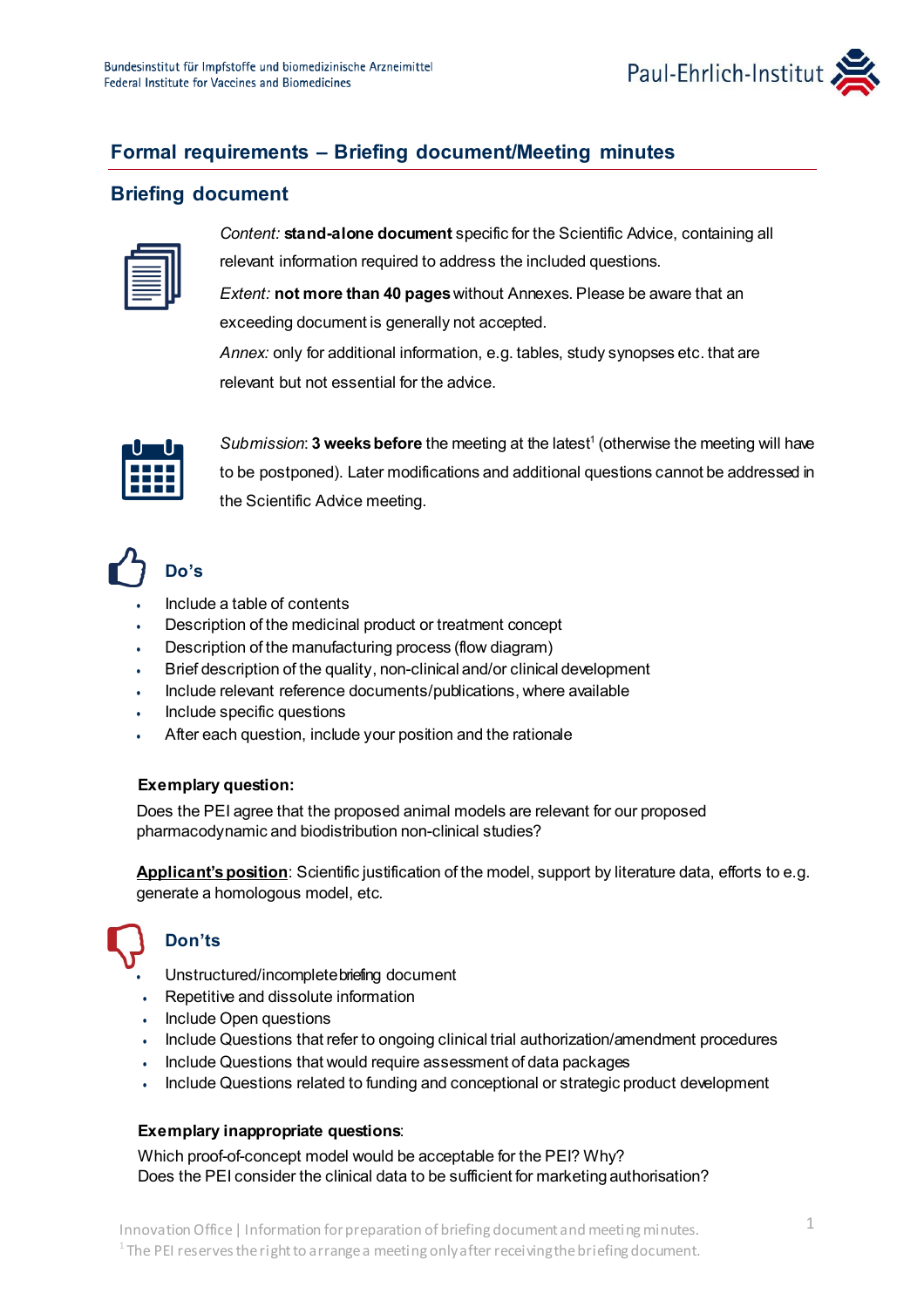# Formal requirements – Briefing document/Meeting minutes

## Briefing document

*Content:* **stand-alone document** specific for the Scientific Advice, containing all relevant information required to address the included questions.

*Extent:* **not more than 40 pages** without Annexes. Please be aware that an exceeding document is generally not accepted.

*Annex:* only for additional information, e.g. tables, study synopses etc. that are relevant but not essential for the advice.

*Submission*: **3 weeks before** the meeting at the latest[1] (otherwise the meeting will have to be postponed). Later modifications and additional questions cannot be addressed in the Scientific Advice meeting.

### Do's

- Include a table of contents
- Description of the medicinal product or treatment concept
- Description of the manufacturing process (flow diagram)
- Brief description of the quality, non-clinical and/or clinical development
- Include relevant reference documents/publications, where available
- Include specific questions
- After each question, include your position and the rationale

**Exemplary question:**

Does the PEI agree that the proposed animal models are relevant for our proposed pharmacodynamic and biodistribution non-clinical studies?

**Applicant's position**: Scientific justification of the model, support by literature data, efforts to e.g. generate a homologous model, etc.

### Don'ts

- Unstructured/incomplete briefing document
- Repetitive and dissolute information
- Include Open questions
- Include Questions that refer to ongoing clinical trial authorization/amendment procedures
- Include Questions that would require assessment of data packages
- Include Questions related to funding and conceptional or strategic product development

**Exemplary inappropriate questions**:

Which proof-of-concept model would be acceptable for the PEI? Why?
Does the PEI consider the clinical data to be sufficient for marketing authorisation?

[1] The PEI reserves the right to arrange a meeting only after receiving the briefing document.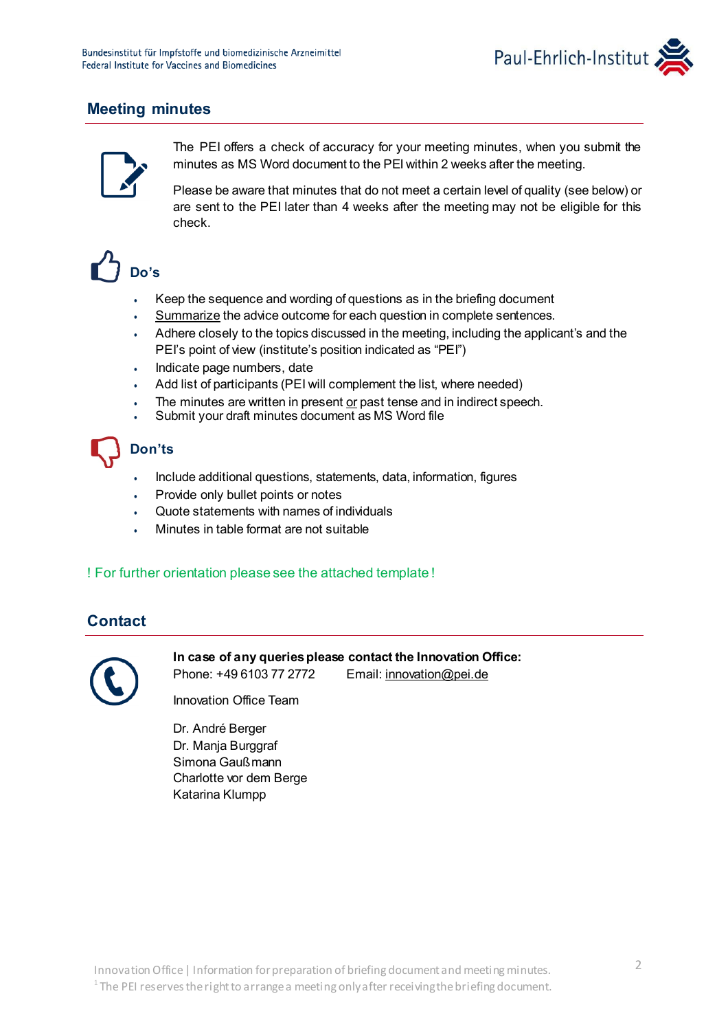## Meeting minutes

The PEI offers a check of accuracy for your meeting minutes, when you submit the minutes as MS Word document to the PEI within 2 weeks after the meeting.

Please be aware that minutes that do not meet a certain level of quality (see below) or are sent to the PEI later than 4 weeks after the meeting may not be eligible for this check.

### Do's

- Keep the sequence and wording of questions as in the briefing document
- Summarize the advice outcome for each question in complete sentences.
- Adhere closely to the topics discussed in the meeting, including the applicant's and the PEI's point of view (institute's position indicated as "PEI")
- Indicate page numbers, date
- Add list of participants (PEI will complement the list, where needed)
- The minutes are written in present or past tense and in indirect speech.
- Submit your draft minutes document as MS Word file

### Don'ts

- Include additional questions, statements, data, information, figures
- Provide only bullet points or notes
- Quote statements with names of individuals
- Minutes in table format are not suitable

! For further orientation please see the attached template !

## Contact

**In case of any queries please contact the Innovation Office:**
Phone: +49 6103 77 2772 Email: innovation@pei.de

Innovation Office Team

Dr. André Berger
Dr. Manja Burggraf
Simona Gaußmann
Charlotte vor dem Berge
Katarina Klumpp

[1] The PEI reserves the right to arrange a meeting only after receiving the briefing document.